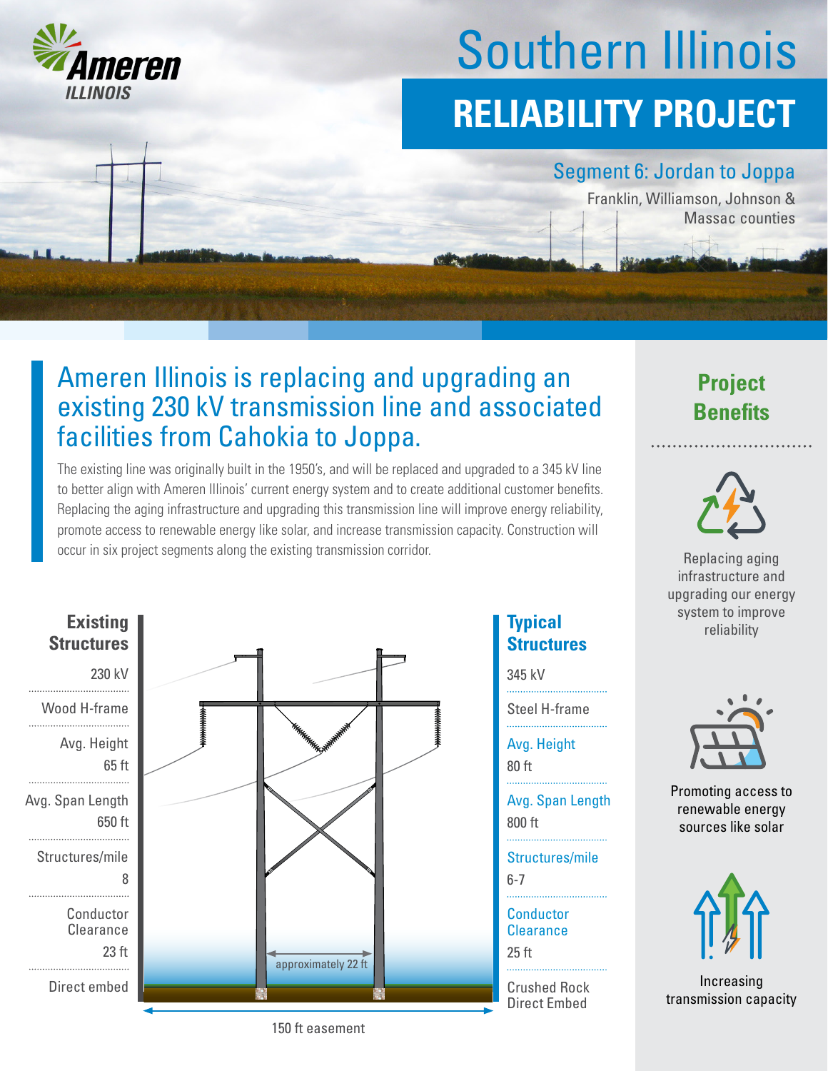Ameren ILLINOIS

# Southern Illinois

# RELIABILITY PROJECT

## Segment 6: Jordan to Joppa

Franklin, Williamson, Johnson & Massac counties

## Ameren Illinois is replacing and upgrading an existing 230 kV transmission line and associated facilities from Cahokia to Joppa.

The existing line was originally built in the 1950's, and will be replaced and upgraded to a 345 kV line to better align with Ameren Illinois' current energy system and to create additional customer benefits. Replacing the aging infrastructure and upgrading this transmission line will improve energy reliability, promote access to renewable energy like solar, and increase transmission capacity. Construction will occur in six project segments along the existing transmission corridor.

| | Existing Structures | Typical Structures |
|---|---|---|
| Voltage | 230 kV | 345 kV |
| Structure | Wood H-frame | Steel H-frame |
| Avg. Height | 65 ft | 80 ft |
| Avg. Span Length | 650 ft | 800 ft |
| Structures/mile | 8 | 6-7 |
| Conductor Clearance | 23 ft | 25 ft |
| Foundation | Direct embed | Crushed Rock Direct Embed |

approximately 22 ft

150 ft easement

## Project Benefits

- Replacing aging infrastructure and upgrading our energy system to improve reliability
- Promoting access to renewable energy sources like solar
- Increasing transmission capacity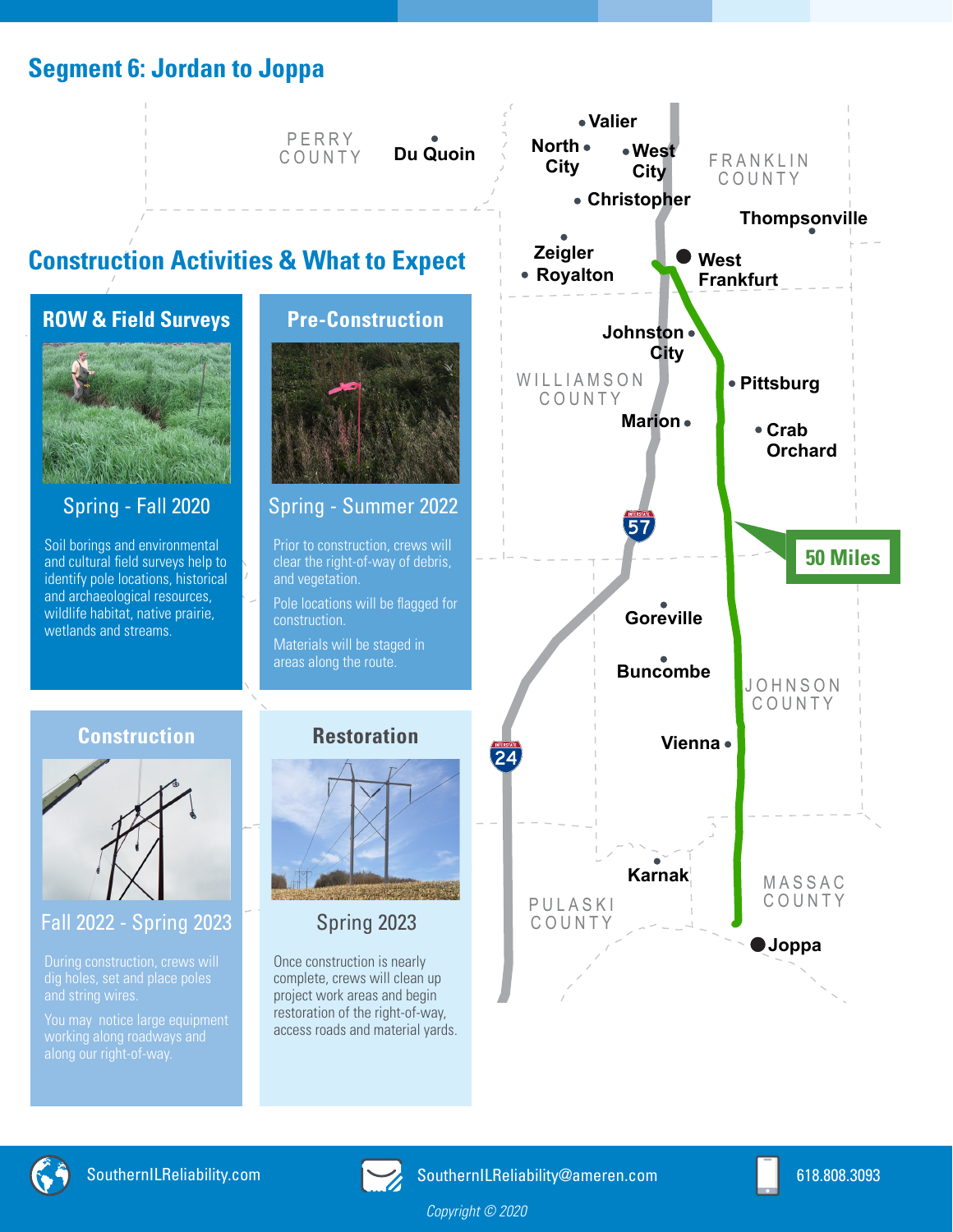## Segment 6: Jordan to Joppa

PERRY COUNTY
Du Quoin
Valier
North City
West City
Christopher
FRANKLIN COUNTY
Thompsonville
Zeigler
Royalton
West Frankfurt
Johnston City
WILLIAMSON COUNTY
Pittsburg
Marion
Crab Orchard
57
50 Miles
Goreville
Buncombe
JOHNSON COUNTY
24
Vienna
Karnak
PULASKI COUNTY
MASSAC COUNTY
Joppa

## Construction Activities & What to Expect

### ROW & Field Surveys

Spring - Fall 2020

Soil borings and environmental and cultural field surveys help to identify pole locations, historical and archaeological resources, wildlife habitat, native prairie, wetlands and streams.

### Pre-Construction

Spring - Summer 2022

Prior to construction, crews will clear the right-of-way of debris, and vegetation.

Pole locations will be flagged for construction.

Materials will be staged in areas along the route.

### Construction

Fall 2022 - Spring 2023

During construction, crews will dig holes, set and place poles and string wires.

You may notice large equipment working along roadways and along our right-of-way.

### Restoration

Spring 2023

Once construction is nearly complete, crews will clean up project work areas and begin restoration of the right-of-way, access roads and material yards.

SouthernILReliability.com | SouthernILReliability@ameren.com | 618.808.3093

Copyright © 2020